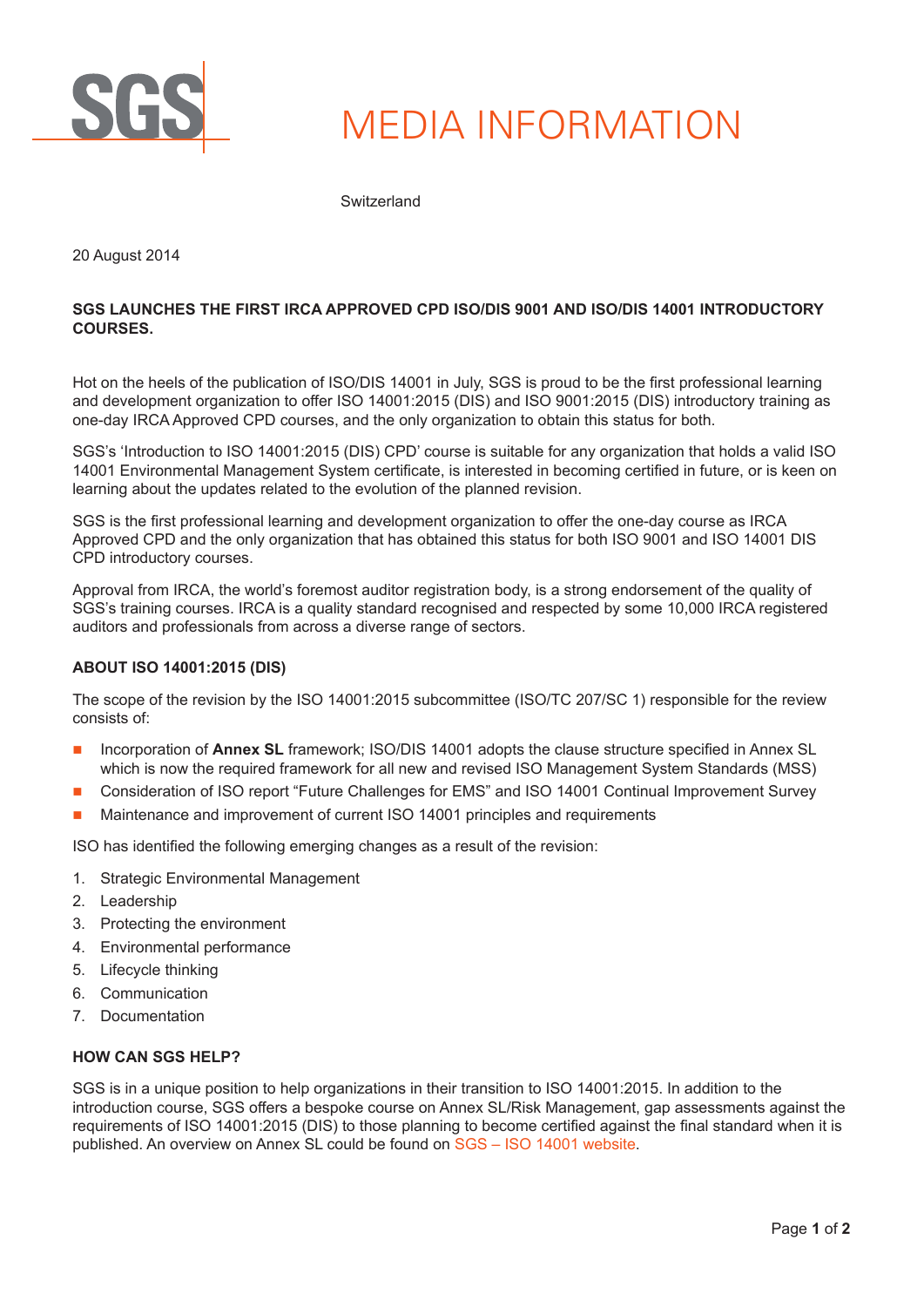SGS

# MEDIA INFORMATION

Switzerland

20 August 2014

**SGS LAUNCHES THE FIRST IRCA APPROVED CPD ISO/DIS 9001 AND ISO/DIS 14001 INTRODUCTORY COURSES.**

Hot on the heels of the publication of ISO/DIS 14001 in July, SGS is proud to be the first professional learning and development organization to offer ISO 14001:2015 (DIS) and ISO 9001:2015 (DIS) introductory training as one-day IRCA Approved CPD courses, and the only organization to obtain this status for both.

SGS's 'Introduction to ISO 14001:2015 (DIS) CPD' course is suitable for any organization that holds a valid ISO 14001 Environmental Management System certificate, is interested in becoming certified in future, or is keen on learning about the updates related to the evolution of the planned revision.

SGS is the first professional learning and development organization to offer the one-day course as IRCA Approved CPD and the only organization that has obtained this status for both ISO 9001 and ISO 14001 DIS CPD introductory courses.

Approval from IRCA, the world's foremost auditor registration body, is a strong endorsement of the quality of SGS's training courses. IRCA is a quality standard recognised and respected by some 10,000 IRCA registered auditors and professionals from across a diverse range of sectors.

**ABOUT ISO 14001:2015 (DIS)**

The scope of the revision by the ISO 14001:2015 subcommittee (ISO/TC 207/SC 1) responsible for the review consists of:

- Incorporation of **Annex SL** framework; ISO/DIS 14001 adopts the clause structure specified in Annex SL which is now the required framework for all new and revised ISO Management System Standards (MSS)
- Consideration of ISO report "Future Challenges for EMS" and ISO 14001 Continual Improvement Survey
- Maintenance and improvement of current ISO 14001 principles and requirements

ISO has identified the following emerging changes as a result of the revision:

1. Strategic Environmental Management
2. Leadership
3. Protecting the environment
4. Environmental performance
5. Lifecycle thinking
6. Communication
7. Documentation

**HOW CAN SGS HELP?**

SGS is in a unique position to help organizations in their transition to ISO 14001:2015. In addition to the introduction course, SGS offers a bespoke course on Annex SL/Risk Management, gap assessments against the requirements of ISO 14001:2015 (DIS) to those planning to become certified against the final standard when it is published. An overview on Annex SL could be found on SGS – ISO 14001 website.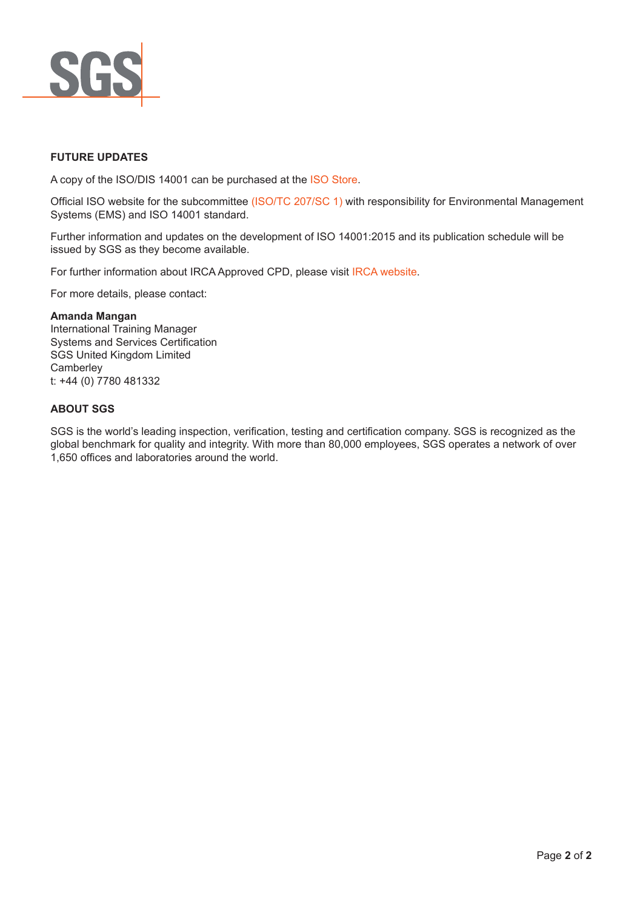## FUTURE UPDATES

A copy of the ISO/DIS 14001 can be purchased at the ISO Store.

Official ISO website for the subcommittee (ISO/TC 207/SC 1) with responsibility for Environmental Management Systems (EMS) and ISO 14001 standard.

Further information and updates on the development of ISO 14001:2015 and its publication schedule will be issued by SGS as they become available.

For further information about IRCA Approved CPD, please visit IRCA website.

For more details, please contact:

**Amanda Mangan**
International Training Manager
Systems and Services Certification
SGS United Kingdom Limited
Camberley
t: +44 (0) 7780 481332

## ABOUT SGS

SGS is the world's leading inspection, verification, testing and certification company. SGS is recognized as the global benchmark for quality and integrity. With more than 80,000 employees, SGS operates a network of over 1,650 offices and laboratories around the world.